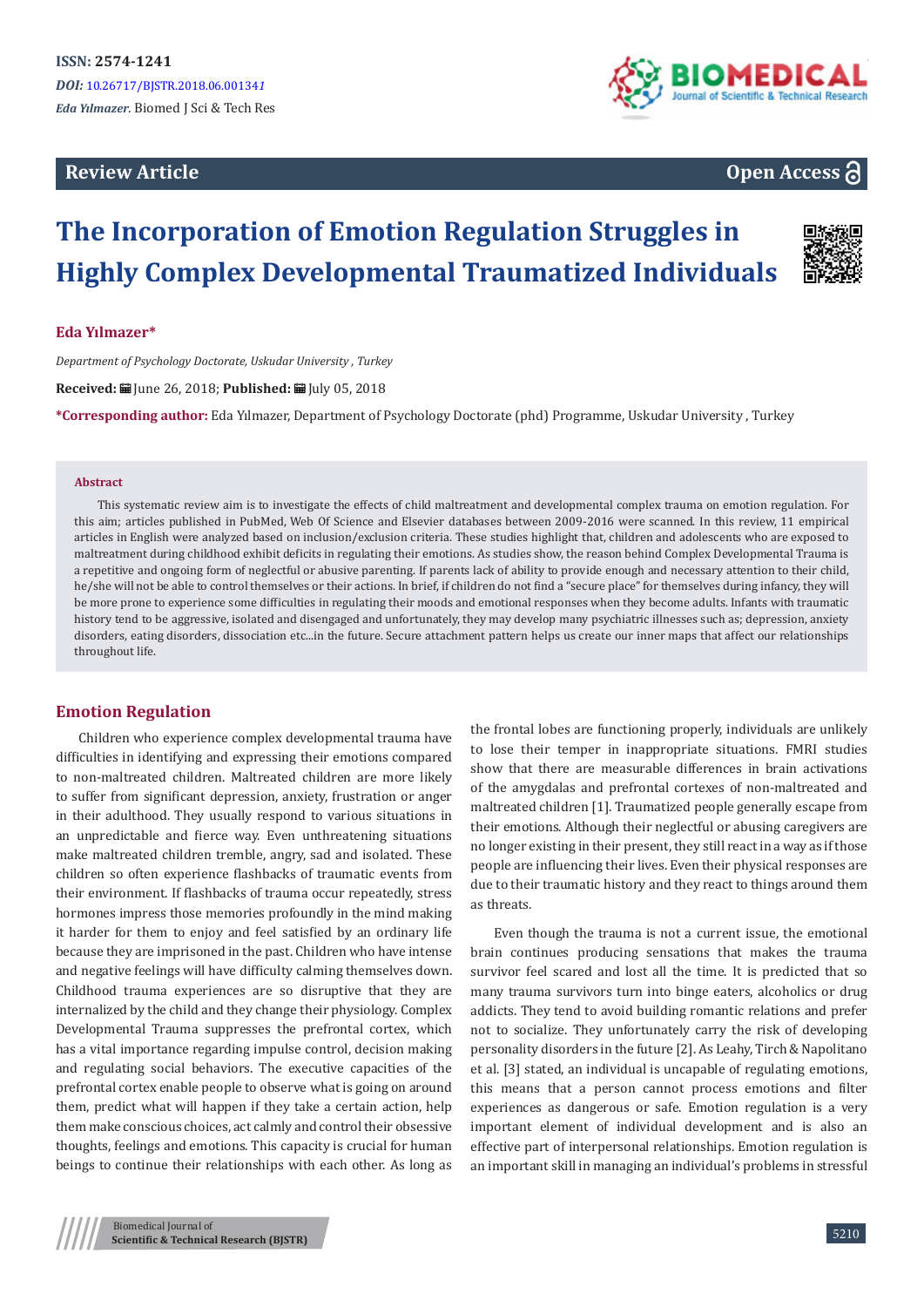**ISSN: 2574-1241**

***DOI:*** 10.26717/BJSTR.2018.06.001341

***Eda Yılmazer.*** Biomed J Sci & Tech Res

**Review Article**

**Open Access**

# The Incorporation of Emotion Regulation Struggles in Highly Complex Developmental Traumatized Individuals

**Eda Yılmazer***

*Department of Psychology Doctorate, Uskudar University , Turkey*

**Received:** June 26, 2018; **Published:** July 05, 2018

***Corresponding author:** Eda Yılmazer, Department of Psychology Doctorate (phd) Programme, Uskudar University , Turkey

**Abstract**

This systematic review aim is to investigate the effects of child maltreatment and developmental complex trauma on emotion regulation. For this aim; articles published in PubMed, Web Of Science and Elsevier databases between 2009-2016 were scanned. In this review, 11 empirical articles in English were analyzed based on inclusion/exclusion criteria. These studies highlight that, children and adolescents who are exposed to maltreatment during childhood exhibit deficits in regulating their emotions. As studies show, the reason behind Complex Developmental Trauma is a repetitive and ongoing form of neglectful or abusive parenting. If parents lack of ability to provide enough and necessary attention to their child, he/she will not be able to control themselves or their actions. In brief, if children do not find a "secure place" for themselves during infancy, they will be more prone to experience some difficulties in regulating their moods and emotional responses when they become adults. Infants with traumatic history tend to be aggressive, isolated and disengaged and unfortunately, they may develop many psychiatric illnesses such as; depression, anxiety disorders, eating disorders, dissociation etc...in the future. Secure attachment pattern helps us create our inner maps that affect our relationships throughout life.

## Emotion Regulation

Children who experience complex developmental trauma have difficulties in identifying and expressing their emotions compared to non-maltreated children. Maltreated children are more likely to suffer from significant depression, anxiety, frustration or anger in their adulthood. They usually respond to various situations in an unpredictable and fierce way. Even unthreatening situations make maltreated children tremble, angry, sad and isolated. These children so often experience flashbacks of traumatic events from their environment. If flashbacks of trauma occur repeatedly, stress hormones impress those memories profoundly in the mind making it harder for them to enjoy and feel satisfied by an ordinary life because they are imprisoned in the past. Children who have intense and negative feelings will have difficulty calming themselves down. Childhood trauma experiences are so disruptive that they are internalized by the child and they change their physiology. Complex Developmental Trauma suppresses the prefrontal cortex, which has a vital importance regarding impulse control, decision making and regulating social behaviors. The executive capacities of the prefrontal cortex enable people to observe what is going on around them, predict what will happen if they take a certain action, help them make conscious choices, act calmly and control their obsessive thoughts, feelings and emotions. This capacity is crucial for human beings to continue their relationships with each other. As long as the frontal lobes are functioning properly, individuals are unlikely to lose their temper in inappropriate situations. FMRI studies show that there are measurable differences in brain activations of the amygdalas and prefrontal cortexes of non-maltreated and maltreated children [1]. Traumatized people generally escape from their emotions. Although their neglectful or abusing caregivers are no longer existing in their present, they still react in a way as if those people are influencing their lives. Even their physical responses are due to their traumatic history and they react to things around them as threats.

Even though the trauma is not a current issue, the emotional brain continues producing sensations that makes the trauma survivor feel scared and lost all the time. It is predicted that so many trauma survivors turn into binge eaters, alcoholics or drug addicts. They tend to avoid building romantic relations and prefer not to socialize. They unfortunately carry the risk of developing personality disorders in the future [2]. As Leahy, Tirch & Napolitano et al. [3] stated, an individual is uncapable of regulating emotions, this means that a person cannot process emotions and filter experiences as dangerous or safe. Emotion regulation is a very important element of individual development and is also an effective part of interpersonal relationships. Emotion regulation is an important skill in managing an individual's problems in stressful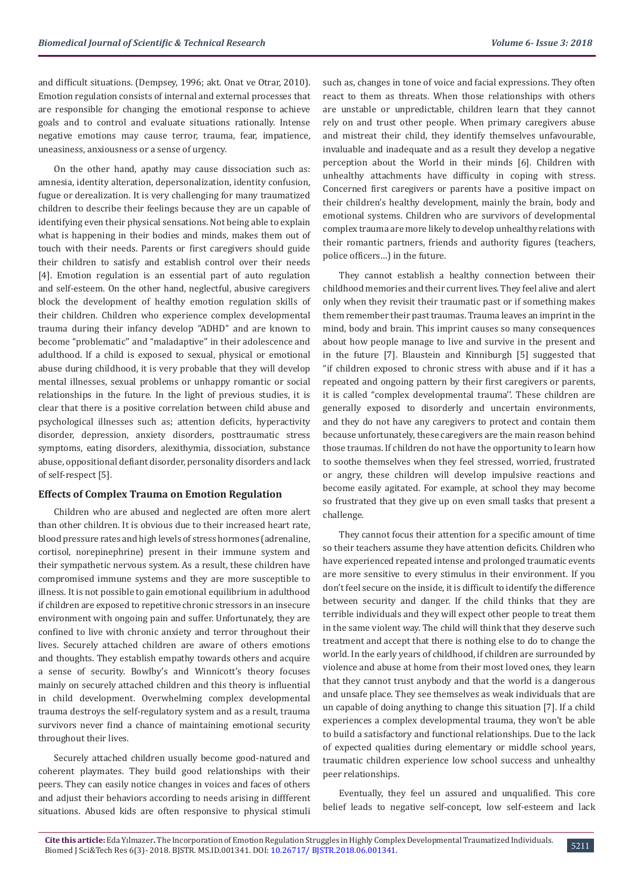and difficult situations. (Dempsey, 1996; akt. Onat ve Otrar, 2010). Emotion regulation consists of internal and external processes that are responsible for changing the emotional response to achieve goals and to control and evaluate situations rationally. Intense negative emotions may cause terror, trauma, fear, impatience, uneasiness, anxiousness or a sense of urgency.

On the other hand, apathy may cause dissociation such as: amnesia, identity alteration, depersonalization, identity confusion, fugue or derealization. It is very challenging for many traumatized children to describe their feelings because they are un capable of identifying even their physical sensations. Not being able to explain what is happening in their bodies and minds, makes them out of touch with their needs. Parents or first caregivers should guide their children to satisfy and establish control over their needs [4]. Emotion regulation is an essential part of auto regulation and self-esteem. On the other hand, neglectful, abusive caregivers block the development of healthy emotion regulation skills of their children. Children who experience complex developmental trauma during their infancy develop "ADHD" and are known to become "problematic" and "maladaptive" in their adolescence and adulthood. If a child is exposed to sexual, physical or emotional abuse during childhood, it is very probable that they will develop mental illnesses, sexual problems or unhappy romantic or social relationships in the future. In the light of previous studies, it is clear that there is a positive correlation between child abuse and psychological illnesses such as; attention deficits, hyperactivity disorder, depression, anxiety disorders, posttraumatic stress symptoms, eating disorders, alexithymia, dissociation, substance abuse, oppositional defiant disorder, personality disorders and lack of self-respect [5].

## Effects of Complex Trauma on Emotion Regulation

Children who are abused and neglected are often more alert than other children. It is obvious due to their increased heart rate, blood pressure rates and high levels of stress hormones (adrenaline, cortisol, norepinephrine) present in their immune system and their sympathetic nervous system. As a result, these children have compromised immune systems and they are more susceptible to illness. It is not possible to gain emotional equilibrium in adulthood if children are exposed to repetitive chronic stressors in an insecure environment with ongoing pain and suffer. Unfortunately, they are confined to live with chronic anxiety and terror throughout their lives. Securely attached children are aware of others emotions and thoughts. They establish empathy towards others and acquire a sense of security. Bowlby's and Winnicott's theory focuses mainly on securely attached children and this theory is influential in child development. Overwhelming complex developmental trauma destroys the self-regulatory system and as a result, trauma survivors never find a chance of maintaining emotional security throughout their lives.

Securely attached children usually become good-natured and coherent playmates. They build good relationships with their peers. They can easily notice changes in voices and faces of others and adjust their behaviors according to needs arising in diffferent situations. Abused kids are often responsive to physical stimuli such as, changes in tone of voice and facial expressions. They often react to them as threats. When those relationships with others are unstable or unpredictable, children learn that they cannot rely on and trust other people. When primary caregivers abuse and mistreat their child, they identify themselves unfavourable, invaluable and inadequate and as a result they develop a negative perception about the World in their minds [6]. Children with unhealthy attachments have difficulty in coping with stress. Concerned first caregivers or parents have a positive impact on their children's healthy development, mainly the brain, body and emotional systems. Children who are survivors of developmental complex trauma are more likely to develop unhealthy relations with their romantic partners, friends and authority figures (teachers, police officers…) in the future.

They cannot establish a healthy connection between their childhood memories and their current lives. They feel alive and alert only when they revisit their traumatic past or if something makes them remember their past traumas. Trauma leaves an imprint in the mind, body and brain. This imprint causes so many consequences about how people manage to live and survive in the present and in the future [7]. Blaustein and Kinniburgh [5] suggested that "if children exposed to chronic stress with abuse and if it has a repeated and ongoing pattern by their first caregivers or parents, it is called "complex developmental trauma''. These children are generally exposed to disorderly and uncertain environments, and they do not have any caregivers to protect and contain them because unfortunately, these caregivers are the main reason behind those traumas. If children do not have the opportunity to learn how to soothe themselves when they feel stressed, worried, frustrated or angry, these children will develop impulsive reactions and become easily agitated. For example, at school they may become so frustrated that they give up on even small tasks that present a challenge.

They cannot focus their attention for a specific amount of time so their teachers assume they have attention deficits. Children who have experienced repeated intense and prolonged traumatic events are more sensitive to every stimulus in their environment. If you don't feel secure on the inside, it is difficult to identify the difference between security and danger. If the child thinks that they are terrible individuals and they will expect other people to treat them in the same violent way. The child will think that they deserve such treatment and accept that there is nothing else to do to change the world. In the early years of childhood, if children are surrounded by violence and abuse at home from their most loved ones, they learn that they cannot trust anybody and that the world is a dangerous and unsafe place. They see themselves as weak individuals that are un capable of doing anything to change this situation [7]. If a child experiences a complex developmental trauma, they won't be able to build a satisfactory and functional relationships. Due to the lack of expected qualities during elementary or middle school years, traumatic children experience low school success and unhealthy peer relationships.

Eventually, they feel un assured and unqualified. This core belief leads to negative self-concept, low self-esteem and lack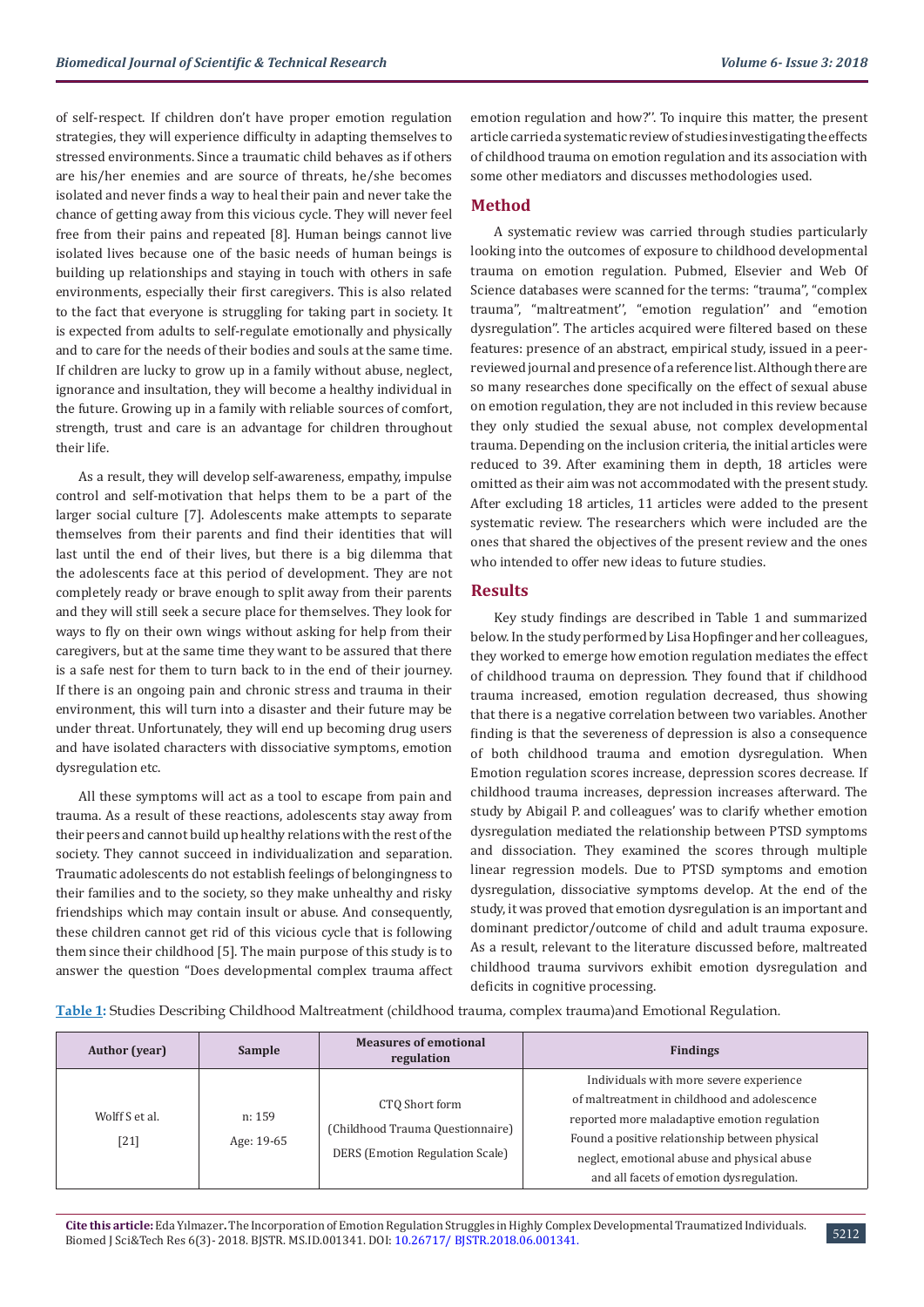of self-respect. If children don't have proper emotion regulation strategies, they will experience difficulty in adapting themselves to stressed environments. Since a traumatic child behaves as if others are his/her enemies and are source of threats, he/she becomes isolated and never finds a way to heal their pain and never take the chance of getting away from this vicious cycle. They will never feel free from their pains and repeated [8]. Human beings cannot live isolated lives because one of the basic needs of human beings is building up relationships and staying in touch with others in safe environments, especially their first caregivers. This is also related to the fact that everyone is struggling for taking part in society. It is expected from adults to self-regulate emotionally and physically and to care for the needs of their bodies and souls at the same time. If children are lucky to grow up in a family without abuse, neglect, ignorance and insultation, they will become a healthy individual in the future. Growing up in a family with reliable sources of comfort, strength, trust and care is an advantage for children throughout their life.

As a result, they will develop self-awareness, empathy, impulse control and self-motivation that helps them to be a part of the larger social culture [7]. Adolescents make attempts to separate themselves from their parents and find their identities that will last until the end of their lives, but there is a big dilemma that the adolescents face at this period of development. They are not completely ready or brave enough to split away from their parents and they will still seek a secure place for themselves. They look for ways to fly on their own wings without asking for help from their caregivers, but at the same time they want to be assured that there is a safe nest for them to turn back to in the end of their journey. If there is an ongoing pain and chronic stress and trauma in their environment, this will turn into a disaster and their future may be under threat. Unfortunately, they will end up becoming drug users and have isolated characters with dissociative symptoms, emotion dysregulation etc.

All these symptoms will act as a tool to escape from pain and trauma. As a result of these reactions, adolescents stay away from their peers and cannot build up healthy relations with the rest of the society. They cannot succeed in individualization and separation. Traumatic adolescents do not establish feelings of belongingness to their families and to the society, so they make unhealthy and risky friendships which may contain insult or abuse. And consequently, these children cannot get rid of this vicious cycle that is following them since their childhood [5]. The main purpose of this study is to answer the question "Does developmental complex trauma affect emotion regulation and how?". To inquire this matter, the present article carried a systematic review of studies investigating the effects of childhood trauma on emotion regulation and its association with some other mediators and discusses methodologies used.

## Method

A systematic review was carried through studies particularly looking into the outcomes of exposure to childhood developmental trauma on emotion regulation. Pubmed, Elsevier and Web Of Science databases were scanned for the terms: "trauma", "complex trauma", "maltreatment'', "emotion regulation'' and "emotion dysregulation". The articles acquired were filtered based on these features: presence of an abstract, empirical study, issued in a peer-reviewed journal and presence of a reference list. Although there are so many researches done specifically on the effect of sexual abuse on emotion regulation, they are not included in this review because they only studied the sexual abuse, not complex developmental trauma. Depending on the inclusion criteria, the initial articles were reduced to 39. After examining them in depth, 18 articles were omitted as their aim was not accommodated with the present study. After excluding 18 articles, 11 articles were added to the present systematic review. The researchers which were included are the ones that shared the objectives of the present review and the ones who intended to offer new ideas to future studies.

## Results

Key study findings are described in Table 1 and summarized below. In the study performed by Lisa Hopfinger and her colleagues, they worked to emerge how emotion regulation mediates the effect of childhood trauma on depression. They found that if childhood trauma increased, emotion regulation decreased, thus showing that there is a negative correlation between two variables. Another finding is that the severeness of depression is also a consequence of both childhood trauma and emotion dysregulation. When Emotion regulation scores increase, depression scores decrease. If childhood trauma increases, depression increases afterward. The study by Abigail P. and colleagues' was to clarify whether emotion dysregulation mediated the relationship between PTSD symptoms and dissociation. They examined the scores through multiple linear regression models. Due to PTSD symptoms and emotion dysregulation, dissociative symptoms develop. At the end of the study, it was proved that emotion dysregulation is an important and dominant predictor/outcome of child and adult trauma exposure. As a result, relevant to the literature discussed before, maltreated childhood trauma survivors exhibit emotion dysregulation and deficits in cognitive processing.

**Table 1:** Studies Describing Childhood Maltreatment (childhood trauma, complex trauma)and Emotional Regulation.

| Author (year) | Sample | Measures of emotional regulation | Findings |
|---|---|---|---|
| Wolff S et al. [21] | n: 159<br>Age: 19-65 | CTQ Short form (Childhood Trauma Questionnaire)<br>DERS (Emotion Regulation Scale) | Individuals with more severe experience of maltreatment in childhood and adolescence reported more maladaptive emotion regulation Found a positive relationship between physical neglect, emotional abuse and physical abuse and all facets of emotion dysregulation. |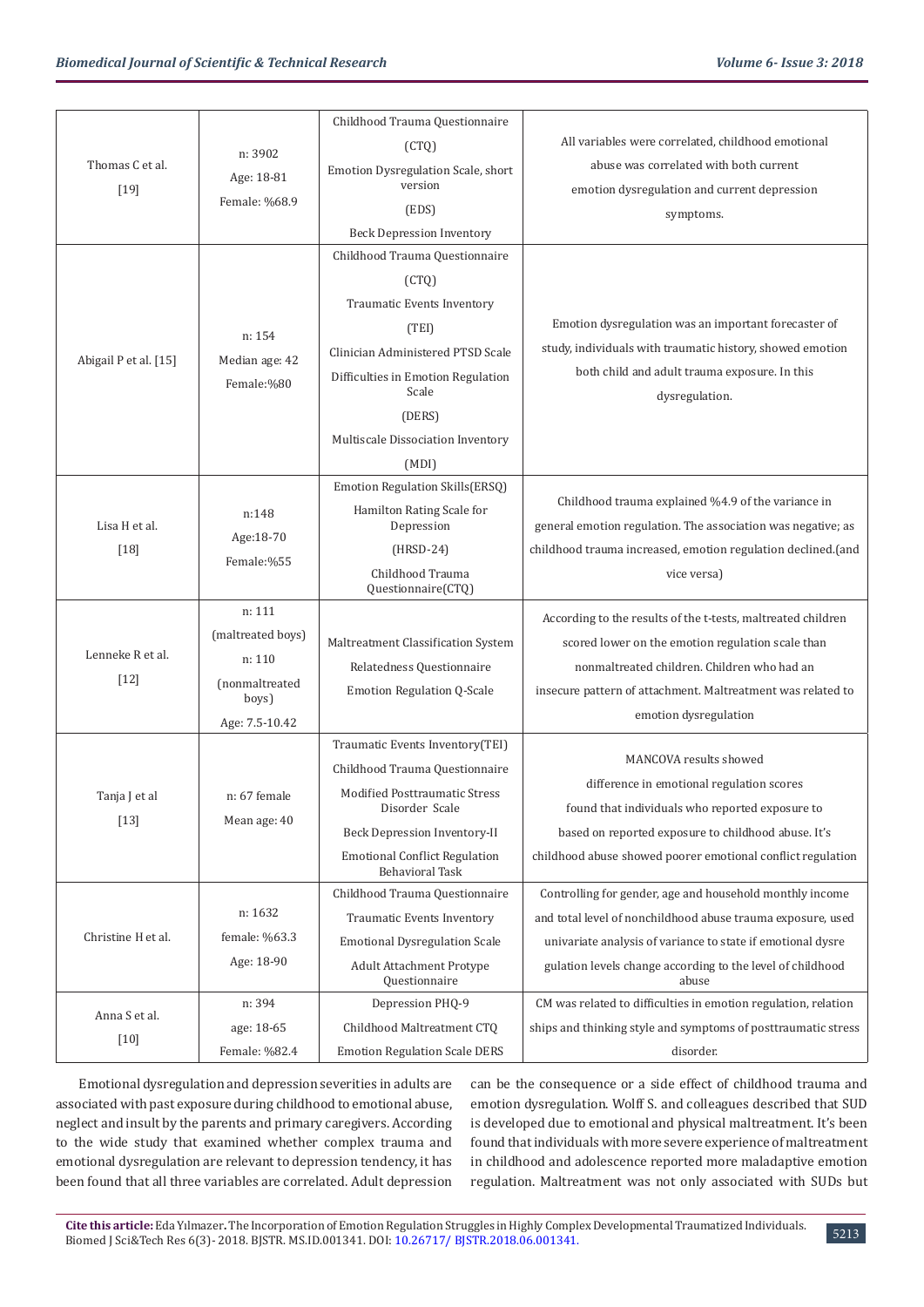| | | | |
|---|---|---|---|
| Thomas C et al. [19] | n: 3902<br>Age: 18-81<br>Female: %68.9 | Childhood Trauma Questionnaire (CTQ)<br>Emotion Dysregulation Scale, short version (EDS)<br>Beck Depression Inventory | All variables were correlated, childhood emotional abuse was correlated with both current emotion dysregulation and current depression symptoms. |
| Abigail P et al. [15] | n: 154<br>Median age: 42<br>Female:%80 | Childhood Trauma Questionnaire (CTQ)<br>Traumatic Events Inventory (TEI)<br>Clinician Administered PTSD Scale<br>Difficulties in Emotion Regulation Scale (DERS)<br>Multiscale Dissociation Inventory (MDI) | Emotion dysregulation was an important forecaster of study, individuals with traumatic history, showed emotion both child and adult trauma exposure. In this dysregulation. |
| Lisa H et al. [18] | n:148<br>Age:18-70<br>Female:%55 | Emotion Regulation Skills(ERSQ)<br>Hamilton Rating Scale for Depression (HRSD-24)<br>Childhood Trauma Questionnaire(CTQ) | Childhood trauma explained %4.9 of the variance in general emotion regulation. The association was negative; as childhood trauma increased, emotion regulation declined.(and vice versa) |
| Lenneke R et al. [12] | n: 111 (maltreated boys)<br>n: 110 (nonmaltreated boys)<br>Age: 7.5-10.42 | Maltreatment Classification System<br>Relatedness Questionnaire<br>Emotion Regulation Q-Scale | According to the results of the t-tests, maltreated children scored lower on the emotion regulation scale than nonmaltreated children. Children who had an insecure pattern of attachment. Maltreatment was related to emotion dysregulation |
| Tanja J et al [13] | n: 67 female<br>Mean age: 40 | Traumatic Events Inventory(TEI)<br>Childhood Trauma Questionnaire<br>Modified Posttraumatic Stress Disorder Scale<br>Beck Depression Inventory-II<br>Emotional Conflict Regulation Behavioral Task | MANCOVA results showed difference in emotional regulation scores found that individuals who reported exposure to based on reported exposure to childhood abuse. It's childhood abuse showed poorer emotional conflict regulation |
| Christine H et al. | n: 1632<br>female: %63.3<br>Age: 18-90 | Childhood Trauma Questionnaire<br>Traumatic Events Inventory<br>Emotional Dysregulation Scale<br>Adult Attachment Protype Questionnaire | Controlling for gender, age and household monthly income and total level of nonchildhood abuse trauma exposure, used univariate analysis of variance to state if emotional dysre gulation levels change according to the level of childhood abuse |
| Anna S et al. [10] | n: 394<br>age: 18-65<br>Female: %82.4 | Depression PHQ-9<br>Childhood Maltreatment CTQ<br>Emotion Regulation Scale DERS | CM was related to difficulties in emotion regulation, relation ships and thinking style and symptoms of posttraumatic stress disorder. |

Emotional dysregulation and depression severities in adults are associated with past exposure during childhood to emotional abuse, neglect and insult by the parents and primary caregivers. According to the wide study that examined whether complex trauma and emotional dysregulation are relevant to depression tendency, it has been found that all three variables are correlated. Adult depression can be the consequence or a side effect of childhood trauma and emotion dysregulation. Wolff S. and colleagues described that SUD is developed due to emotional and physical maltreatment. It's been found that individuals with more severe experience of maltreatment in childhood and adolescence reported more maladaptive emotion regulation. Maltreatment was not only associated with SUDs but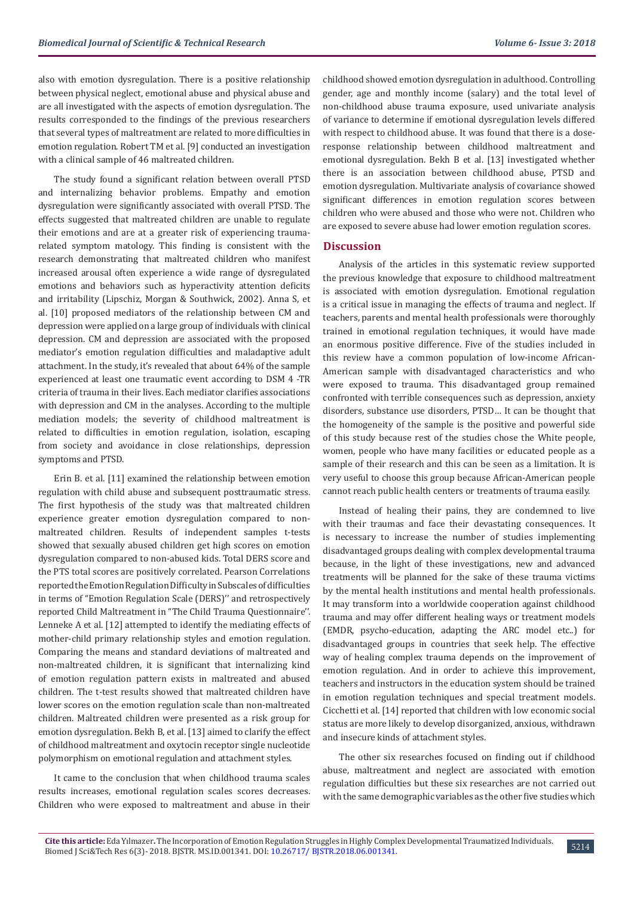also with emotion dysregulation. There is a positive relationship between physical neglect, emotional abuse and physical abuse and are all investigated with the aspects of emotion dysregulation. The results corresponded to the findings of the previous researchers that several types of maltreatment are related to more difficulties in emotion regulation. Robert TM et al. [9] conducted an investigation with a clinical sample of 46 maltreated children.

The study found a significant relation between overall PTSD and internalizing behavior problems. Empathy and emotion dysregulation were significantly associated with overall PTSD. The effects suggested that maltreated children are unable to regulate their emotions and are at a greater risk of experiencing trauma-related symptom matology. This finding is consistent with the research demonstrating that maltreated children who manifest increased arousal often experience a wide range of dysregulated emotions and behaviors such as hyperactivity attention deficits and irritability (Lipschiz, Morgan & Southwick, 2002). Anna S, et al. [10] proposed mediators of the relationship between CM and depression were applied on a large group of individuals with clinical depression. CM and depression are associated with the proposed mediator's emotion regulation difficulties and maladaptive adult attachment. In the study, it's revealed that about 64% of the sample experienced at least one traumatic event according to DSM 4 -TR criteria of trauma in their lives. Each mediator clarifies associations with depression and CM in the analyses. According to the multiple mediation models; the severity of childhood maltreatment is related to difficulties in emotion regulation, isolation, escaping from society and avoidance in close relationships, depression symptoms and PTSD.

Erin B. et al. [11] examined the relationship between emotion regulation with child abuse and subsequent posttraumatic stress. The first hypothesis of the study was that maltreated children experience greater emotion dysregulation compared to non-maltreated children. Results of independent samples t-tests showed that sexually abused children get high scores on emotion dysregulation compared to non-abused kids. Total DERS score and the PTS total scores are positively correlated. Pearson Correlations reported the Emotion Regulation Difficulty in Subscales of difficulties in terms of "Emotion Regulation Scale (DERS)'' and retrospectively reported Child Maltreatment in "The Child Trauma Questionnaire''. Lenneke A et al. [12] attempted to identify the mediating effects of mother-child primary relationship styles and emotion regulation. Comparing the means and standard deviations of maltreated and non-maltreated children, it is significant that internalizing kind of emotion regulation pattern exists in maltreated and abused children. The t-test results showed that maltreated children have lower scores on the emotion regulation scale than non-maltreated children. Maltreated children were presented as a risk group for emotion dysregulation. Bekh B, et al. [13] aimed to clarify the effect of childhood maltreatment and oxytocin receptor single nucleotide polymorphism on emotional regulation and attachment styles.

It came to the conclusion that when childhood trauma scales results increases, emotional regulation scales scores decreases. Children who were exposed to maltreatment and abuse in their childhood showed emotion dysregulation in adulthood. Controlling gender, age and monthly income (salary) and the total level of non-childhood abuse trauma exposure, used univariate analysis of variance to determine if emotional dysregulation levels differed with respect to childhood abuse. It was found that there is a dose-response relationship between childhood maltreatment and emotional dysregulation. Bekh B et al. [13] investigated whether there is an association between childhood abuse, PTSD and emotion dysregulation. Multivariate analysis of covariance showed significant differences in emotion regulation scores between children who were abused and those who were not. Children who are exposed to severe abuse had lower emotion regulation scores.

## Discussion

Analysis of the articles in this systematic review supported the previous knowledge that exposure to childhood maltreatment is associated with emotion dysregulation. Emotional regulation is a critical issue in managing the effects of trauma and neglect. If teachers, parents and mental health professionals were thoroughly trained in emotional regulation techniques, it would have made an enormous positive difference. Five of the studies included in this review have a common population of low-income African-American sample with disadvantaged characteristics and who were exposed to trauma. This disadvantaged group remained confronted with terrible consequences such as depression, anxiety disorders, substance use disorders, PTSD… It can be thought that the homogeneity of the sample is the positive and powerful side of this study because rest of the studies chose the White people, women, people who have many facilities or educated people as a sample of their research and this can be seen as a limitation. It is very useful to choose this group because African-American people cannot reach public health centers or treatments of trauma easily.

Instead of healing their pains, they are condemned to live with their traumas and face their devastating consequences. It is necessary to increase the number of studies implementing disadvantaged groups dealing with complex developmental trauma because, in the light of these investigations, new and advanced treatments will be planned for the sake of these trauma victims by the mental health institutions and mental health professionals. It may transform into a worldwide cooperation against childhood trauma and may offer different healing ways or treatment models (EMDR, psycho-education, adapting the ARC model etc..) for disadvantaged groups in countries that seek help. The effective way of healing complex trauma depends on the improvement of emotion regulation. And in order to achieve this improvement, teachers and instructors in the education system should be trained in emotion regulation techniques and special treatment models. Cicchetti et al. [14] reported that children with low economic social status are more likely to develop disorganized, anxious, withdrawn and insecure kinds of attachment styles.

The other six researches focused on finding out if childhood abuse, maltreatment and neglect are associated with emotion regulation difficulties but these six researches are not carried out with the same demographic variables as the other five studies which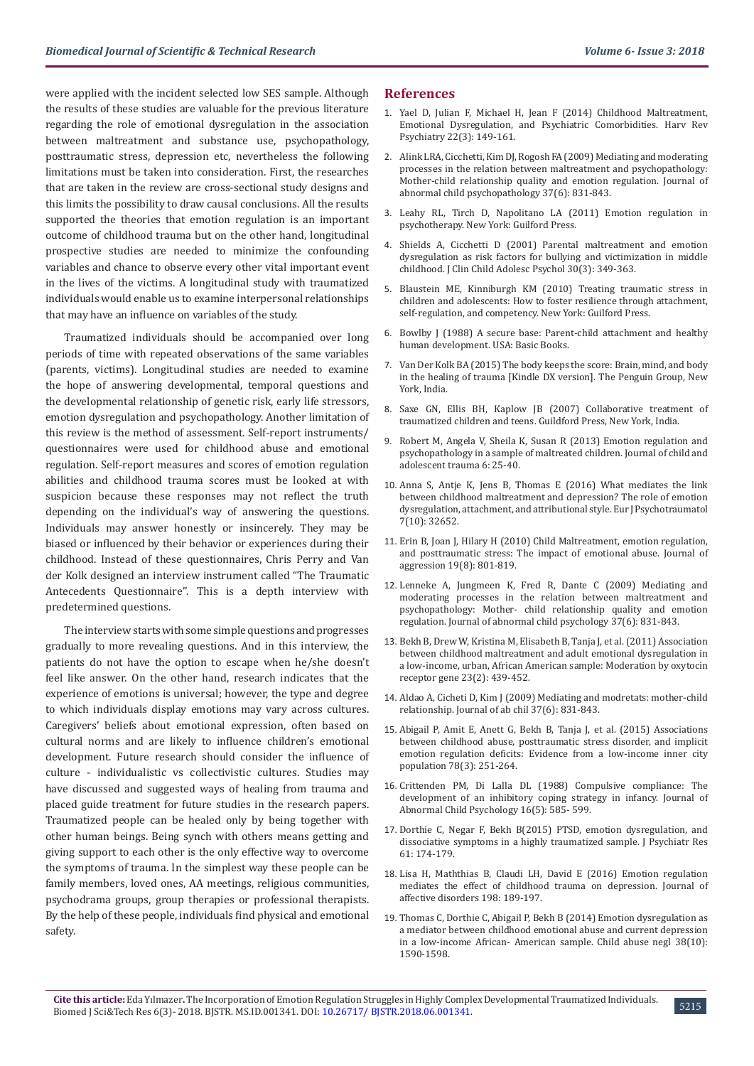were applied with the incident selected low SES sample. Although the results of these studies are valuable for the previous literature regarding the role of emotional dysregulation in the association between maltreatment and substance use, psychopathology, posttraumatic stress, depression etc, nevertheless the following limitations must be taken into consideration. First, the researches that are taken in the review are cross-sectional study designs and this limits the possibility to draw causal conclusions. All the results supported the theories that emotion regulation is an important outcome of childhood trauma but on the other hand, longitudinal prospective studies are needed to minimize the confounding variables and chance to observe every other vital important event in the lives of the victims. A longitudinal study with traumatized individuals would enable us to examine interpersonal relationships that may have an influence on variables of the study.

Traumatized individuals should be accompanied over long periods of time with repeated observations of the same variables (parents, victims). Longitudinal studies are needed to examine the hope of answering developmental, temporal questions and the developmental relationship of genetic risk, early life stressors, emotion dysregulation and psychopathology. Another limitation of this review is the method of assessment. Self-report instruments/questionnaires were used for childhood abuse and emotional regulation. Self-report measures and scores of emotion regulation abilities and childhood trauma scores must be looked at with suspicion because these responses may not reflect the truth depending on the individual's way of answering the questions. Individuals may answer honestly or insincerely. They may be biased or influenced by their behavior or experiences during their childhood. Instead of these questionnaires, Chris Perry and Van der Kolk designed an interview instrument called "The Traumatic Antecedents Questionnaire". This is a depth interview with predetermined questions.

The interview starts with some simple questions and progresses gradually to more revealing questions. And in this interview, the patients do not have the option to escape when he/she doesn't feel like answer. On the other hand, research indicates that the experience of emotions is universal; however, the type and degree to which individuals display emotions may vary across cultures. Caregivers' beliefs about emotional expression, often based on cultural norms and are likely to influence children's emotional development. Future research should consider the influence of culture - individualistic vs collectivistic cultures. Studies may have discussed and suggested ways of healing from trauma and placed guide treatment for future studies in the research papers. Traumatized people can be healed only by being together with other human beings. Being synch with others means getting and giving support to each other is the only effective way to overcome the symptoms of trauma. In the simplest way these people can be family members, loved ones, AA meetings, religious communities, psychodrama groups, group therapies or professional therapists. By the help of these people, individuals find physical and emotional safety.

## References

1. Yael D, Julian F, Michael H, Jean F (2014) Childhood Maltreatment, Emotional Dysregulation, and Psychiatric Comorbidities. Harv Rev Psychiatry 22(3): 149-161.
2. Alink LRA, Cicchetti, Kim DJ, Rogosh FA (2009) Mediating and moderating processes in the relation between maltreatment and psychopathology: Mother-child relationship quality and emotion regulation. Journal of abnormal child psychopathology 37(6): 831-843.
3. Leahy RL, Tirch D, Napolitano LA (2011) Emotion regulation in psychotherapy. New York: Guilford Press.
4. Shields A, Cicchetti D (2001) Parental maltreatment and emotion dysregulation as risk factors for bullying and victimization in middle childhood. J Clin Child Adolesc Psychol 30(3): 349-363.
5. Blaustein ME, Kinniburgh KM (2010) Treating traumatic stress in children and adolescents: How to foster resilience through attachment, self-regulation, and competency. New York: Guilford Press.
6. Bowlby J (1988) A secure base: Parent-child attachment and healthy human development. USA: Basic Books.
7. Van Der Kolk BA (2015) The body keeps the score: Brain, mind, and body in the healing of trauma [Kindle DX version]. The Penguin Group, New York, India.
8. Saxe GN, Ellis BH, Kaplow JB (2007) Collaborative treatment of traumatized children and teens. Guildford Press, New York, India.
9. Robert M, Angela V, Sheila K, Susan R (2013) Emotion regulation and psychopathology in a sample of maltreated children. Journal of child and adolescent trauma 6: 25-40.
10. Anna S, Antje K, Jens B, Thomas E (2016) What mediates the link between childhood maltreatment and depression? The role of emotion dysregulation, attachment, and attributional style. Eur J Psychotraumatol 7(10): 32652.
11. Erin B, Joan J, Hilary H (2010) Child Maltreatment, emotion regulation, and posttraumatic stress: The impact of emotional abuse. Journal of aggression 19(8): 801-819.
12. Lenneke A, Jungmeen K, Fred R, Dante C (2009) Mediating and moderating processes in the relation between maltreatment and psychopathology: Mother- child relationship quality and emotion regulation. Journal of abnormal child psychology 37(6): 831-843.
13. Bekh B, Drew W, Kristina M, Elisabeth B, Tanja J, et al. (2011) Association between childhood maltreatment and adult emotional dysregulation in a low-income, urban, African American sample: Moderation by oxytocin receptor gene 23(2): 439-452.
14. Aldao A, Cicheti D, Kim J (2009) Mediating and modretats: mother-child relationship. Journal of ab chil 37(6): 831-843.
15. Abigail P, Amit E, Anett G, Bekh B, Tanja J, et al. (2015) Associations between childhood abuse, posttraumatic stress disorder, and implicit emotion regulation deficits: Evidence from a low-income inner city population 78(3): 251-264.
16. Crittenden PM, Di Lalla DL (1988) Compulsive compliance: The development of an inhibitory coping strategy in infancy. Journal of Abnormal Child Psychology 16(5): 585- 599.
17. Dorthie C, Negar F, Bekh B(2015) PTSD, emotion dysregulation, and dissociative symptoms in a highly traumatized sample. J Psychiatr Res 61: 174-179.
18. Lisa H, Maththias B, Claudi LH, David E (2016) Emotion regulation mediates the effect of childhood trauma on depression. Journal of affective disorders 198: 189-197.
19. Thomas C, Dorthie C, Abigail P, Bekh B (2014) Emotion dysregulation as a mediator between childhood emotional abuse and current depression in a low-income African- American sample. Child abuse negl 38(10): 1590-1598.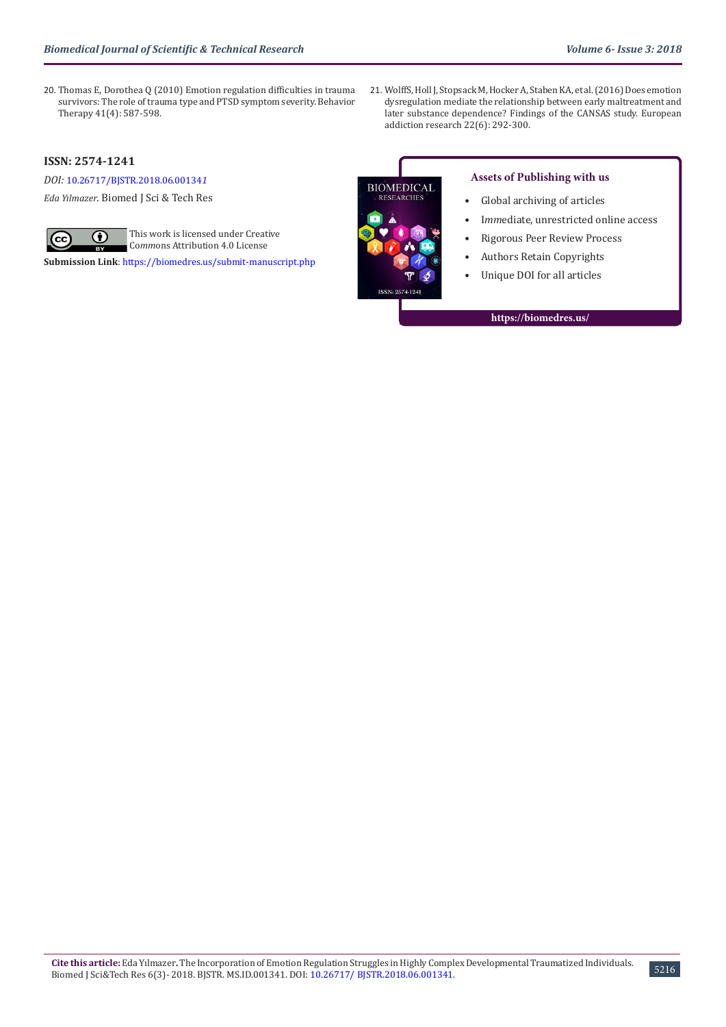20. Thomas E, Dorothea Q (2010) Emotion regulation difficulties in trauma survivors: The role of trauma type and PTSD symptom severity. Behavior Therapy 41(4): 587-598.

21. WolffS, Holl J, Stopsack M, Hocker A, Staben KA, et al. (2016) Does emotion dysregulation mediate the relationship between early maltreatment and later substance dependence? Findings of the CANSAS study. European addiction research 22(6): 292-300.

**ISSN: 2574-1241**

*DOI:* 10.26717/BJSTR.2018.06.001341

*Eda Yılmazer*. Biomed J Sci & Tech Res

This work is licensed under Creative Commons Attribution 4.0 License

**Submission Link**: https://biomedres.us/submit-manuscript.php

**Assets of Publishing with us**

- Global archiving of articles
- Immediate, unrestricted online access
- Rigorous Peer Review Process
- Authors Retain Copyrights
- Unique DOI for all articles

**https://biomedres.us/**

**Cite this article:** Eda Yılmazer**.** The Incorporation of Emotion Regulation Struggles in Highly Complex Developmental Traumatized Individuals. Biomed J Sci&Tech Res 6(3)- 2018. BJSTR. MS.ID.001341. DOI: 10.26717/ BJSTR.2018.06.001341.